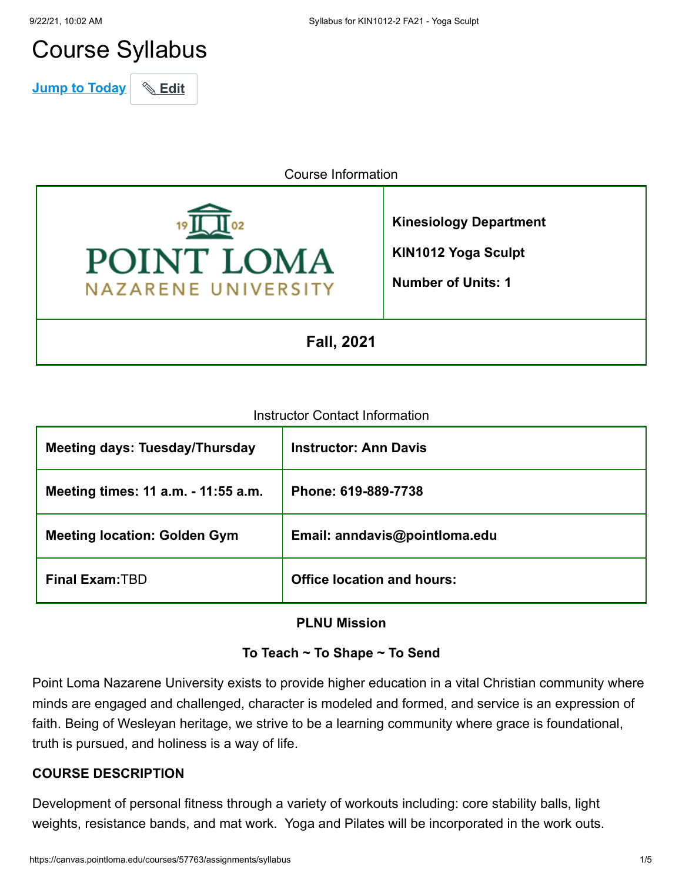# Course Syllabus

Jump to Today | Edit

Course Information

| | |
|---|---|
| POINT LOMA NAZARENE UNIVERSITY 1902 | **Kinesiology Department**<br>**KIN1012 Yoga Sculpt**<br>**Number of Units: 1** |
| **Fall, 2021** | |

Instructor Contact Information

| | |
|---|---|
| **Meeting days: Tuesday/Thursday** | **Instructor: Ann Davis** |
| **Meeting times: 11 a.m. - 11:55 a.m.** | **Phone: 619-889-7738** |
| **Meeting location: Golden Gym** | **Email: anndavis@pointloma.edu** |
| **Final Exam:** TBD | **Office location and hours:** |

**PLNU Mission**

**To Teach ~ To Shape ~ To Send**

Point Loma Nazarene University exists to provide higher education in a vital Christian community where minds are engaged and challenged, character is modeled and formed, and service is an expression of faith. Being of Wesleyan heritage, we strive to be a learning community where grace is foundational, truth is pursued, and holiness is a way of life.

**COURSE DESCRIPTION**

Development of personal fitness through a variety of workouts including: core stability balls, light weights, resistance bands, and mat work. Yoga and Pilates will be incorporated in the work outs.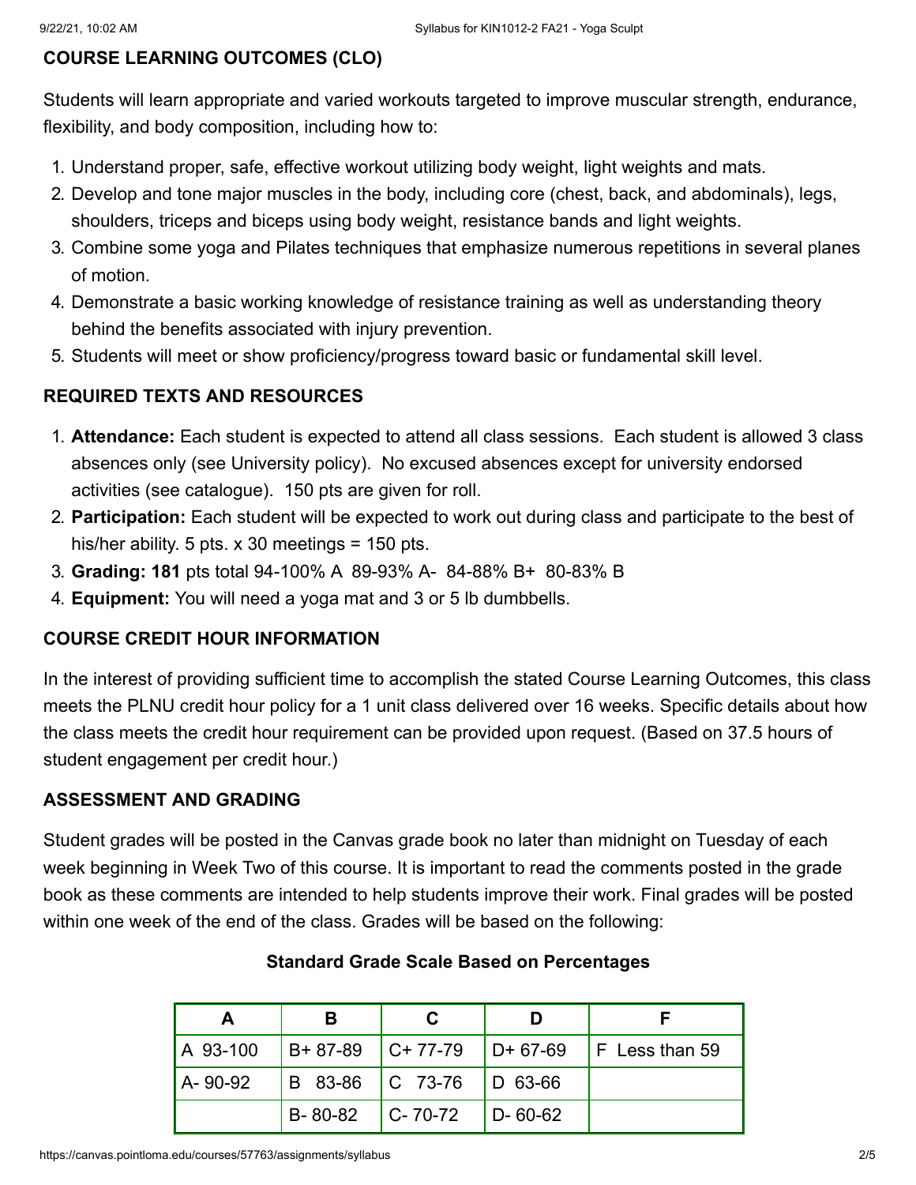## COURSE LEARNING OUTCOMES (CLO)

Students will learn appropriate and varied workouts targeted to improve muscular strength, endurance, flexibility, and body composition, including how to:

1. Understand proper, safe, effective workout utilizing body weight, light weights and mats.
2. Develop and tone major muscles in the body, including core (chest, back, and abdominals), legs, shoulders, triceps and biceps using body weight, resistance bands and light weights.
3. Combine some yoga and Pilates techniques that emphasize numerous repetitions in several planes of motion.
4. Demonstrate a basic working knowledge of resistance training as well as understanding theory behind the benefits associated with injury prevention.
5. Students will meet or show proficiency/progress toward basic or fundamental skill level.

## REQUIRED TEXTS AND RESOURCES

1. **Attendance:** Each student is expected to attend all class sessions. Each student is allowed 3 class absences only (see University policy). No excused absences except for university endorsed activities (see catalogue). 150 pts are given for roll.
2. **Participation:** Each student will be expected to work out during class and participate to the best of his/her ability. 5 pts. x 30 meetings = 150 pts.
3. **Grading: 181** pts total 94-100% A 89-93% A- 84-88% B+ 80-83% B
4. **Equipment:** You will need a yoga mat and 3 or 5 lb dumbbells.

## COURSE CREDIT HOUR INFORMATION

In the interest of providing sufficient time to accomplish the stated Course Learning Outcomes, this class meets the PLNU credit hour policy for a 1 unit class delivered over 16 weeks. Specific details about how the class meets the credit hour requirement can be provided upon request. (Based on 37.5 hours of student engagement per credit hour.)

## ASSESSMENT AND GRADING

Student grades will be posted in the Canvas grade book no later than midnight on Tuesday of each week beginning in Week Two of this course. It is important to read the comments posted in the grade book as these comments are intended to help students improve their work. Final grades will be posted within one week of the end of the class. Grades will be based on the following:

**Standard Grade Scale Based on Percentages**

| A | B | C | D | F |
|---|---|---|---|---|
| A 93-100 | B+ 87-89 | C+ 77-79 | D+ 67-69 | F Less than 59 |
| A- 90-92 | B 83-86 | C 73-76 | D 63-66 | |
| | B- 80-82 | C- 70-72 | D- 60-62 | |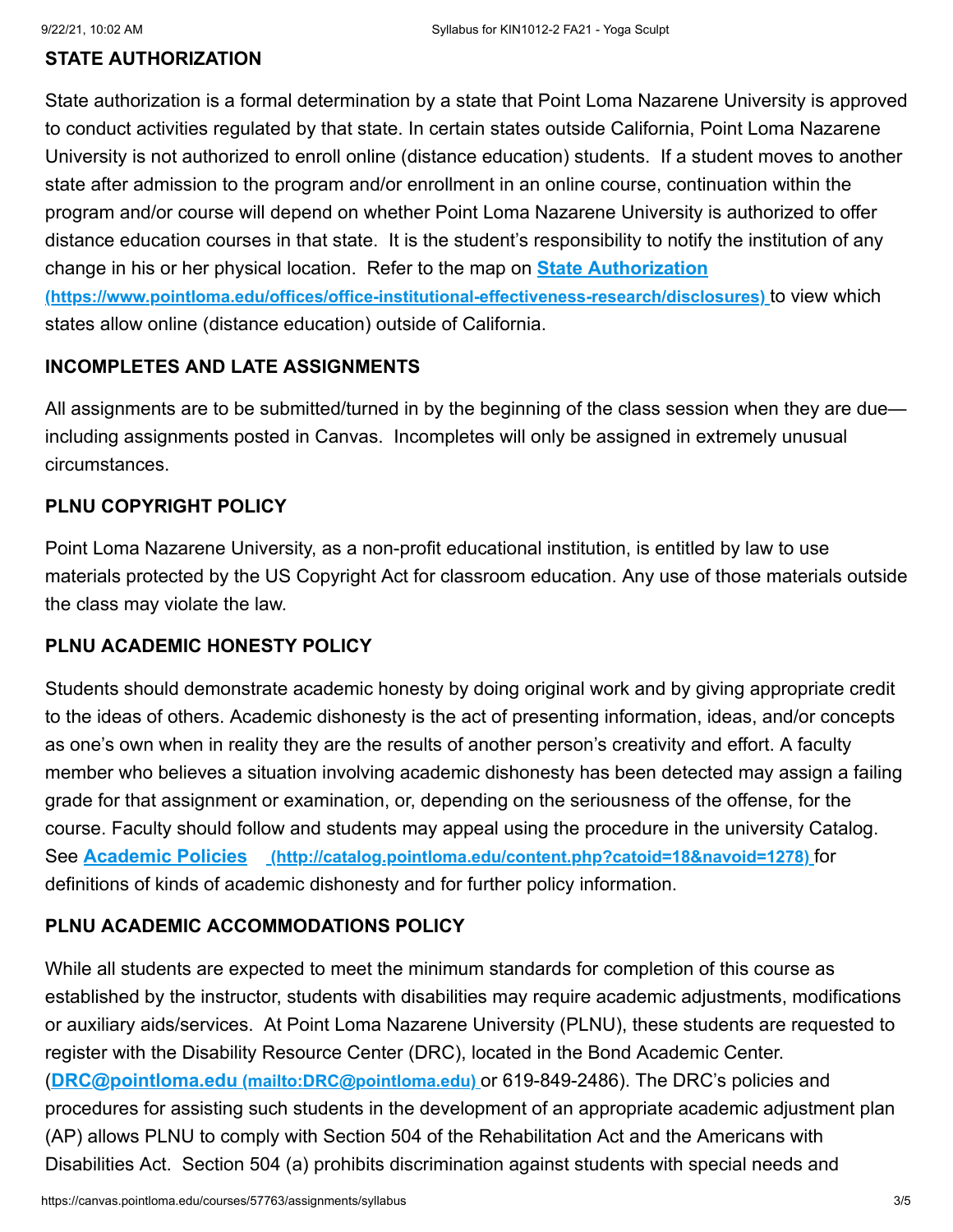### STATE AUTHORIZATION

State authorization is a formal determination by a state that Point Loma Nazarene University is approved to conduct activities regulated by that state. In certain states outside California, Point Loma Nazarene University is not authorized to enroll online (distance education) students. If a student moves to another state after admission to the program and/or enrollment in an online course, continuation within the program and/or course will depend on whether Point Loma Nazarene University is authorized to offer distance education courses in that state. It is the student's responsibility to notify the institution of any change in his or her physical location. Refer to the map on [State Authorization](https://www.pointloma.edu/offices/office-institutional-effectiveness-research/disclosures) (https://www.pointloma.edu/offices/office-institutional-effectiveness-research/disclosures) to view which states allow online (distance education) outside of California.

### INCOMPLETES AND LATE ASSIGNMENTS

All assignments are to be submitted/turned in by the beginning of the class session when they are due—including assignments posted in Canvas. Incompletes will only be assigned in extremely unusual circumstances.

### PLNU COPYRIGHT POLICY

Point Loma Nazarene University, as a non-profit educational institution, is entitled by law to use materials protected by the US Copyright Act for classroom education. Any use of those materials outside the class may violate the law.

### PLNU ACADEMIC HONESTY POLICY

Students should demonstrate academic honesty by doing original work and by giving appropriate credit to the ideas of others. Academic dishonesty is the act of presenting information, ideas, and/or concepts as one's own when in reality they are the results of another person's creativity and effort. A faculty member who believes a situation involving academic dishonesty has been detected may assign a failing grade for that assignment or examination, or, depending on the seriousness of the offense, for the course. Faculty should follow and students may appeal using the procedure in the university Catalog. See [Academic Policies](http://catalog.pointloma.edu/content.php?catoid=18&navoid=1278) (http://catalog.pointloma.edu/content.php?catoid=18&navoid=1278) for definitions of kinds of academic dishonesty and for further policy information.

### PLNU ACADEMIC ACCOMMODATIONS POLICY

While all students are expected to meet the minimum standards for completion of this course as established by the instructor, students with disabilities may require academic adjustments, modifications or auxiliary aids/services. At Point Loma Nazarene University (PLNU), these students are requested to register with the Disability Resource Center (DRC), located in the Bond Academic Center. ([DRC@pointloma.edu](mailto:DRC@pointloma.edu) (mailto:DRC@pointloma.edu) or 619-849-2486). The DRC's policies and procedures for assisting such students in the development of an appropriate academic adjustment plan (AP) allows PLNU to comply with Section 504 of the Rehabilitation Act and the Americans with Disabilities Act. Section 504 (a) prohibits discrimination against students with special needs and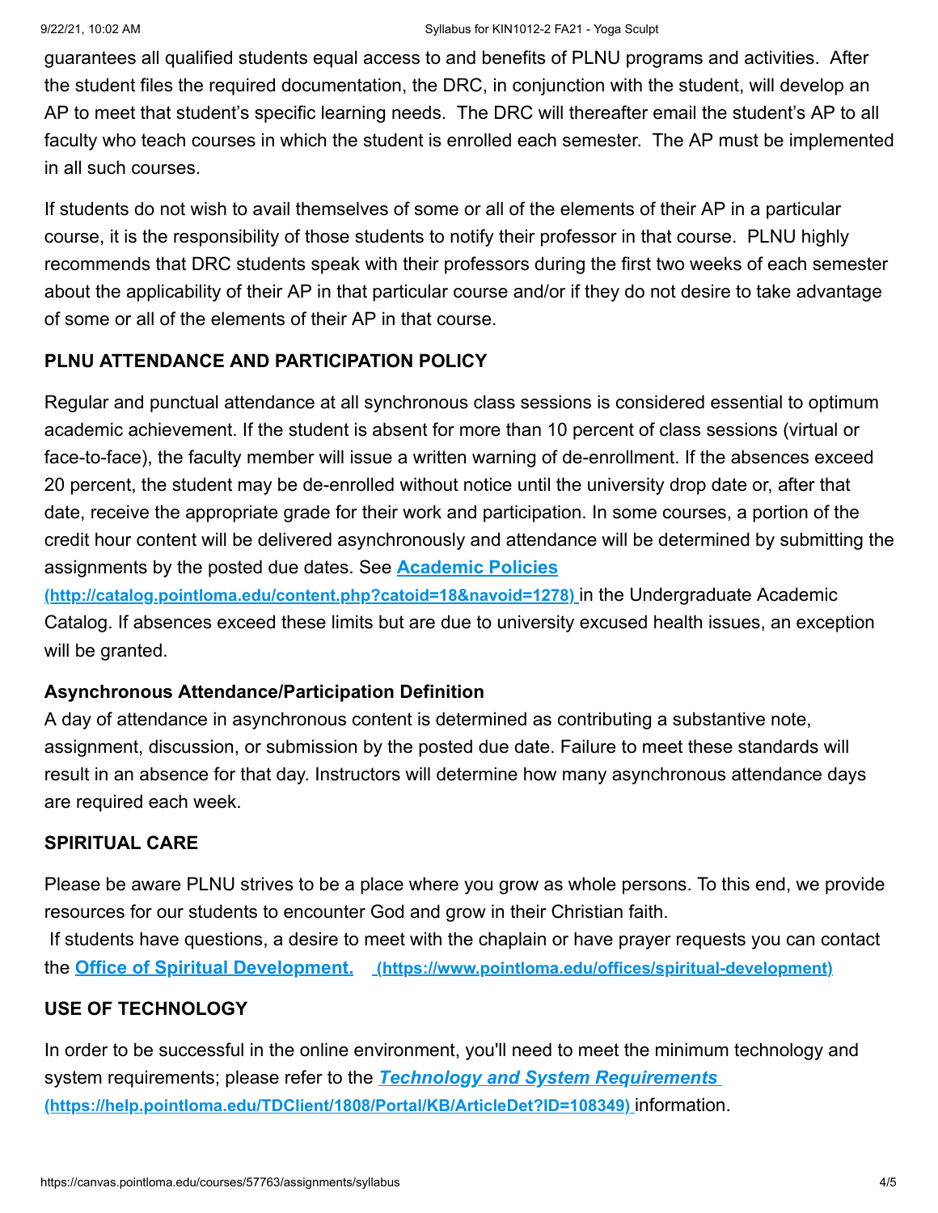guarantees all qualified students equal access to and benefits of PLNU programs and activities. After the student files the required documentation, the DRC, in conjunction with the student, will develop an AP to meet that student's specific learning needs. The DRC will thereafter email the student's AP to all faculty who teach courses in which the student is enrolled each semester. The AP must be implemented in all such courses.

If students do not wish to avail themselves of some or all of the elements of their AP in a particular course, it is the responsibility of those students to notify their professor in that course. PLNU highly recommends that DRC students speak with their professors during the first two weeks of each semester about the applicability of their AP in that particular course and/or if they do not desire to take advantage of some or all of the elements of their AP in that course.

**PLNU ATTENDANCE AND PARTICIPATION POLICY**

Regular and punctual attendance at all synchronous class sessions is considered essential to optimum academic achievement. If the student is absent for more than 10 percent of class sessions (virtual or face-to-face), the faculty member will issue a written warning of de-enrollment. If the absences exceed 20 percent, the student may be de-enrolled without notice until the university drop date or, after that date, receive the appropriate grade for their work and participation. In some courses, a portion of the credit hour content will be delivered asynchronously and attendance will be determined by submitting the assignments by the posted due dates. See **[Academic Policies (http://catalog.pointloma.edu/content.php?catoid=18&navoid=1278)](http://catalog.pointloma.edu/content.php?catoid=18&navoid=1278)** in the Undergraduate Academic Catalog. If absences exceed these limits but are due to university excused health issues, an exception will be granted.

**Asynchronous Attendance/Participation Definition**

A day of attendance in asynchronous content is determined as contributing a substantive note, assignment, discussion, or submission by the posted due date. Failure to meet these standards will result in an absence for that day. Instructors will determine how many asynchronous attendance days are required each week.

**SPIRITUAL CARE**

Please be aware PLNU strives to be a place where you grow as whole persons. To this end, we provide resources for our students to encounter God and grow in their Christian faith.

If students have questions, a desire to meet with the chaplain or have prayer requests you can contact the **[Office of Spiritual Development. (https://www.pointloma.edu/offices/spiritual-development)](https://www.pointloma.edu/offices/spiritual-development)**

**USE OF TECHNOLOGY**

In order to be successful in the online environment, you'll need to meet the minimum technology and system requirements; please refer to the ***[Technology and System Requirements (https://help.pointloma.edu/TDClient/1808/Portal/KB/ArticleDet?ID=108349)](https://help.pointloma.edu/TDClient/1808/Portal/KB/ArticleDet?ID=108349)*** information.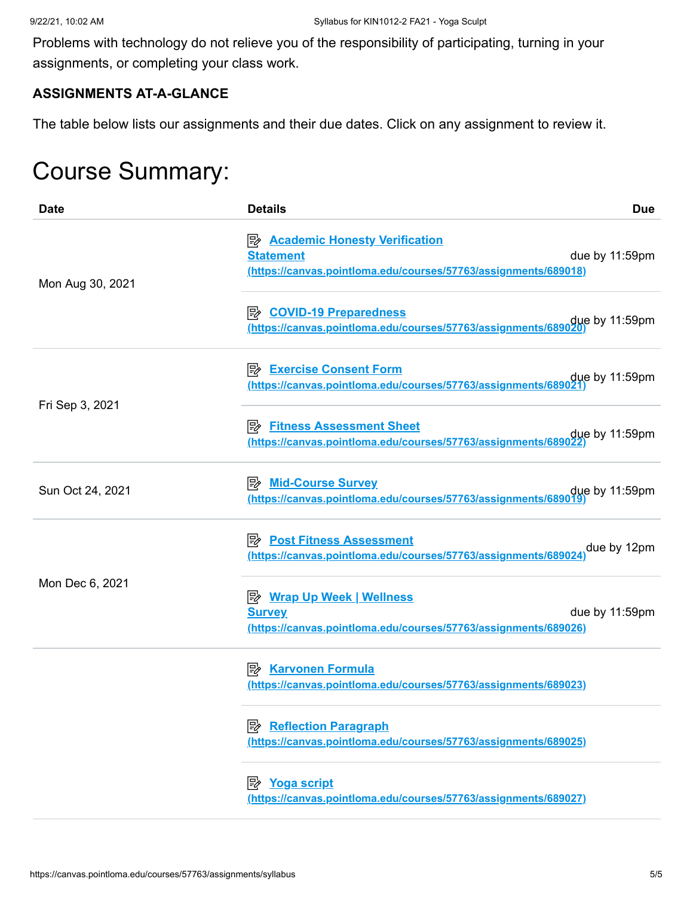Problems with technology do not relieve you of the responsibility of participating, turning in your assignments, or completing your class work.

**ASSIGNMENTS AT-A-GLANCE**

The table below lists our assignments and their due dates. Click on any assignment to review it.

# Course Summary:

| Date | Details | Due |
| --- | --- | --- |
| Mon Aug 30, 2021 | [Academic Honesty Verification Statement (https://canvas.pointloma.edu/courses/57763/assignments/689018)](https://canvas.pointloma.edu/courses/57763/assignments/689018) | due by 11:59pm |
| | [COVID-19 Preparedness (https://canvas.pointloma.edu/courses/57763/assignments/689020)](https://canvas.pointloma.edu/courses/57763/assignments/689020) | due by 11:59pm |
| Fri Sep 3, 2021 | [Exercise Consent Form (https://canvas.pointloma.edu/courses/57763/assignments/689021)](https://canvas.pointloma.edu/courses/57763/assignments/689021) | due by 11:59pm |
| | [Fitness Assessment Sheet (https://canvas.pointloma.edu/courses/57763/assignments/689022)](https://canvas.pointloma.edu/courses/57763/assignments/689022) | due by 11:59pm |
| Sun Oct 24, 2021 | [Mid-Course Survey (https://canvas.pointloma.edu/courses/57763/assignments/689019)](https://canvas.pointloma.edu/courses/57763/assignments/689019) | due by 11:59pm |
| Mon Dec 6, 2021 | [Post Fitness Assessment (https://canvas.pointloma.edu/courses/57763/assignments/689024)](https://canvas.pointloma.edu/courses/57763/assignments/689024) | due by 12pm |
| | [Wrap Up Week \| Wellness Survey (https://canvas.pointloma.edu/courses/57763/assignments/689026)](https://canvas.pointloma.edu/courses/57763/assignments/689026) | due by 11:59pm |
| | [Karvonen Formula (https://canvas.pointloma.edu/courses/57763/assignments/689023)](https://canvas.pointloma.edu/courses/57763/assignments/689023) | |
| | [Reflection Paragraph (https://canvas.pointloma.edu/courses/57763/assignments/689025)](https://canvas.pointloma.edu/courses/57763/assignments/689025) | |
| | [Yoga script (https://canvas.pointloma.edu/courses/57763/assignments/689027)](https://canvas.pointloma.edu/courses/57763/assignments/689027) | |